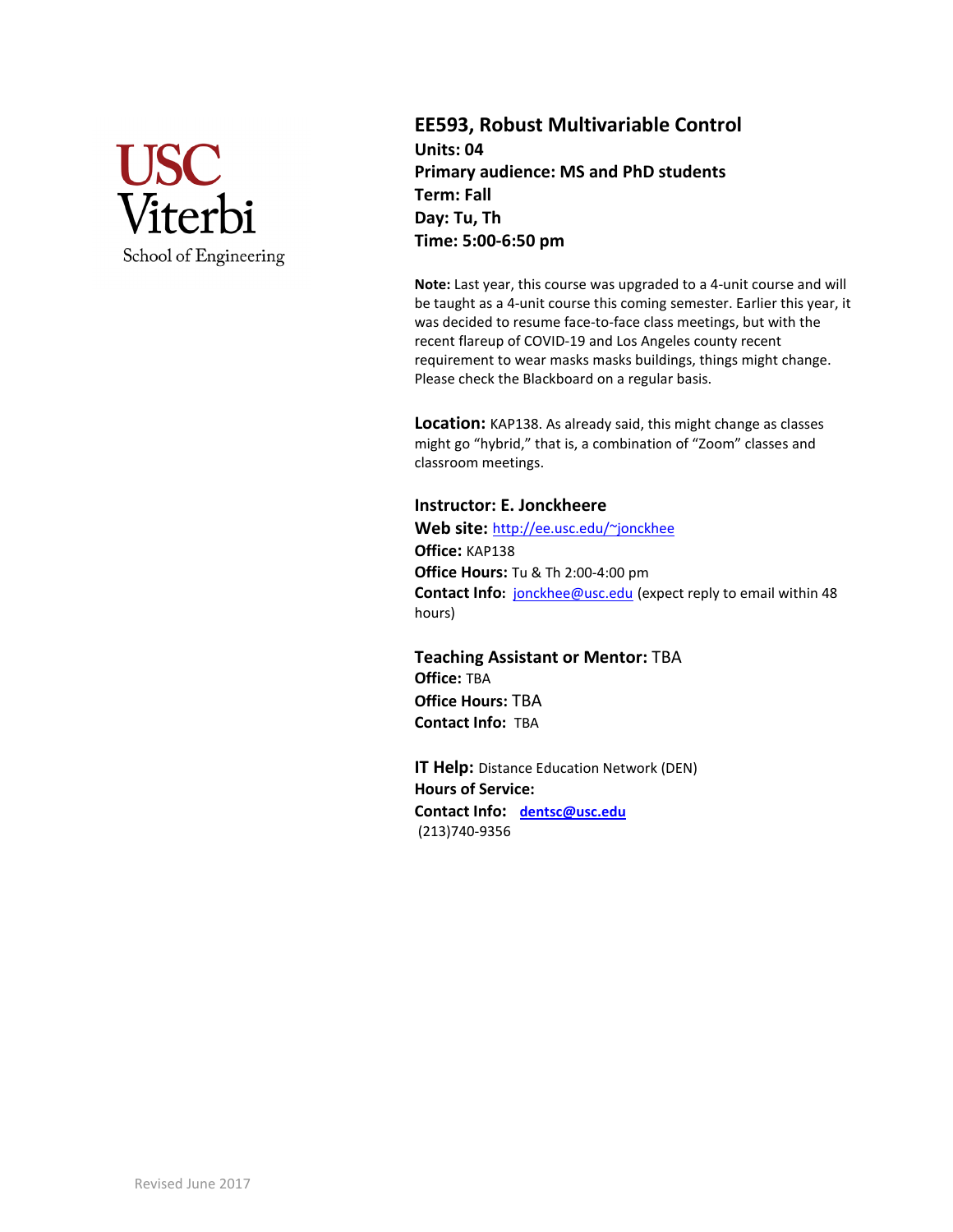USC Viterbi
School of Engineering

# EE593, Robust Multivariable Control

**Units: 04**
**Primary audience: MS and PhD students**
**Term: Fall**
**Day: Tu, Th**
**Time: 5:00-6:50 pm**

**Note:** Last year, this course was upgraded to a 4-unit course and will be taught as a 4-unit course this coming semester. Earlier this year, it was decided to resume face-to-face class meetings, but with the recent flareup of COVID-19 and Los Angeles county recent requirement to wear masks masks buildings, things might change. Please check the Blackboard on a regular basis.

**Location:** KAP138. As already said, this might change as classes might go "hybrid," that is, a combination of "Zoom" classes and classroom meetings.

**Instructor: E. Jonckheere**
**Web site:** http://ee.usc.edu/~jonckhee
**Office:** KAP138
**Office Hours:** Tu & Th 2:00-4:00 pm
**Contact Info:** jonckhee@usc.edu (expect reply to email within 48 hours)

**Teaching Assistant or Mentor:** TBA
**Office:** TBA
**Office Hours:** TBA
**Contact Info:** TBA

**IT Help:** Distance Education Network (DEN)
**Hours of Service:**
**Contact Info:** **dentsc@usc.edu**
(213)740-9356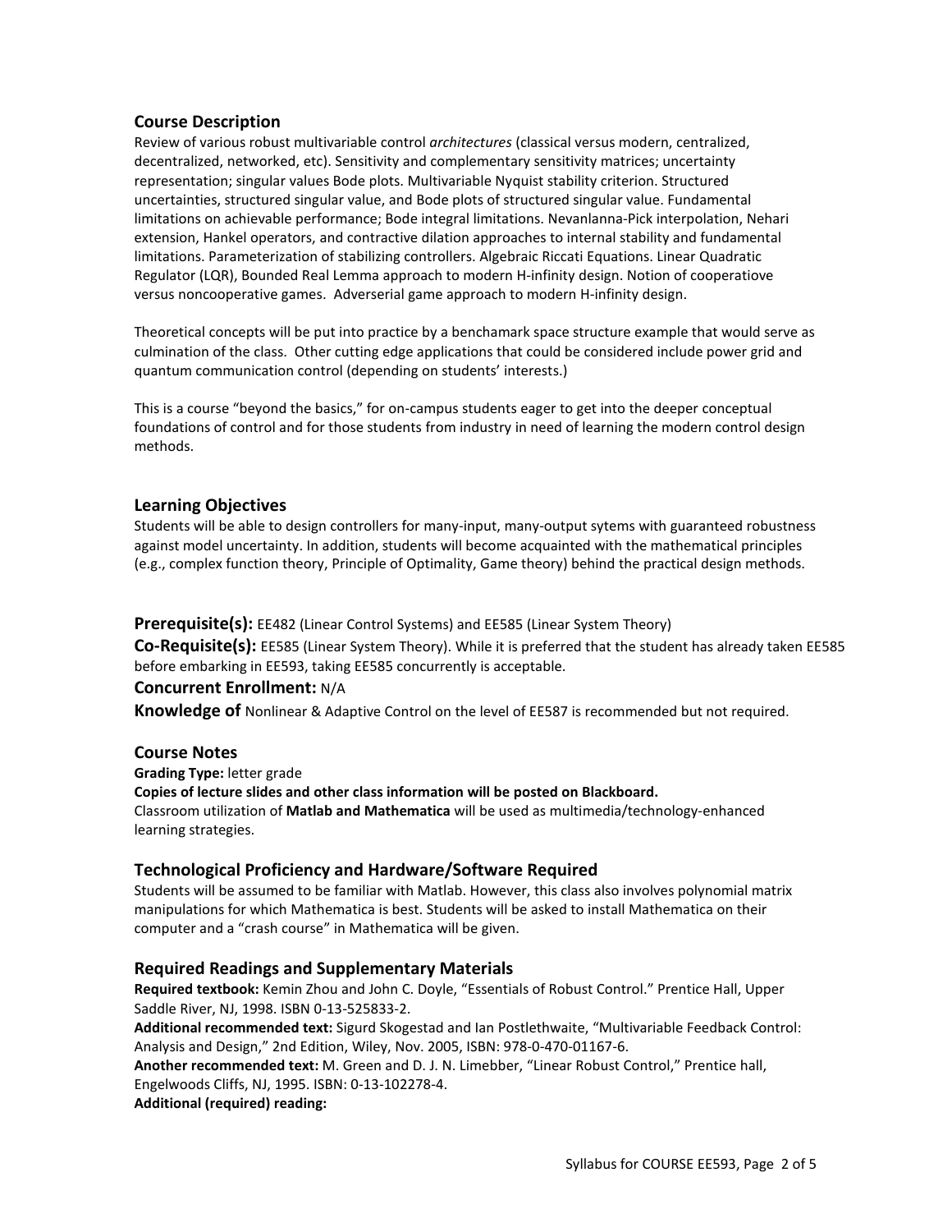## Course Description

Review of various robust multivariable control *architectures* (classical versus modern, centralized, decentralized, networked, etc). Sensitivity and complementary sensitivity matrices; uncertainty representation; singular values Bode plots. Multivariable Nyquist stability criterion. Structured uncertainties, structured singular value, and Bode plots of structured singular value. Fundamental limitations on achievable performance; Bode integral limitations. Nevanlanna-Pick interpolation, Nehari extension, Hankel operators, and contractive dilation approaches to internal stability and fundamental limitations. Parameterization of stabilizing controllers. Algebraic Riccati Equations. Linear Quadratic Regulator (LQR), Bounded Real Lemma approach to modern H-infinity design. Notion of cooperatiove versus noncooperative games. Adverserial game approach to modern H-infinity design.

Theoretical concepts will be put into practice by a benchamark space structure example that would serve as culmination of the class. Other cutting edge applications that could be considered include power grid and quantum communication control (depending on students' interests.)

This is a course "beyond the basics," for on-campus students eager to get into the deeper conceptual foundations of control and for those students from industry in need of learning the modern control design methods.

## Learning Objectives

Students will be able to design controllers for many-input, many-output sytems with guaranteed robustness against model uncertainty. In addition, students will become acquainted with the mathematical principles (e.g., complex function theory, Principle of Optimality, Game theory) behind the practical design methods.

**Prerequisite(s):** EE482 (Linear Control Systems) and EE585 (Linear System Theory)

**Co-Requisite(s):** EE585 (Linear System Theory). While it is preferred that the student has already taken EE585 before embarking in EE593, taking EE585 concurrently is acceptable.

**Concurrent Enrollment:** N/A

**Knowledge of** Nonlinear & Adaptive Control on the level of EE587 is recommended but not required.

## Course Notes

**Grading Type:** letter grade

**Copies of lecture slides and other class information will be posted on Blackboard.**

Classroom utilization of **Matlab and Mathematica** will be used as multimedia/technology-enhanced learning strategies.

## Technological Proficiency and Hardware/Software Required

Students will be assumed to be familiar with Matlab. However, this class also involves polynomial matrix manipulations for which Mathematica is best. Students will be asked to install Mathematica on their computer and a "crash course" in Mathematica will be given.

## Required Readings and Supplementary Materials

**Required textbook:** Kemin Zhou and John C. Doyle, "Essentials of Robust Control." Prentice Hall, Upper Saddle River, NJ, 1998. ISBN 0-13-525833-2.

**Additional recommended text:** Sigurd Skogestad and Ian Postlethwaite, "Multivariable Feedback Control: Analysis and Design," 2nd Edition, Wiley, Nov. 2005, ISBN: 978-0-470-01167-6.

**Another recommended text:** M. Green and D. J. N. Limebber, "Linear Robust Control," Prentice hall, Engelwoods Cliffs, NJ, 1995. ISBN: 0-13-102278-4.

**Additional (required) reading:**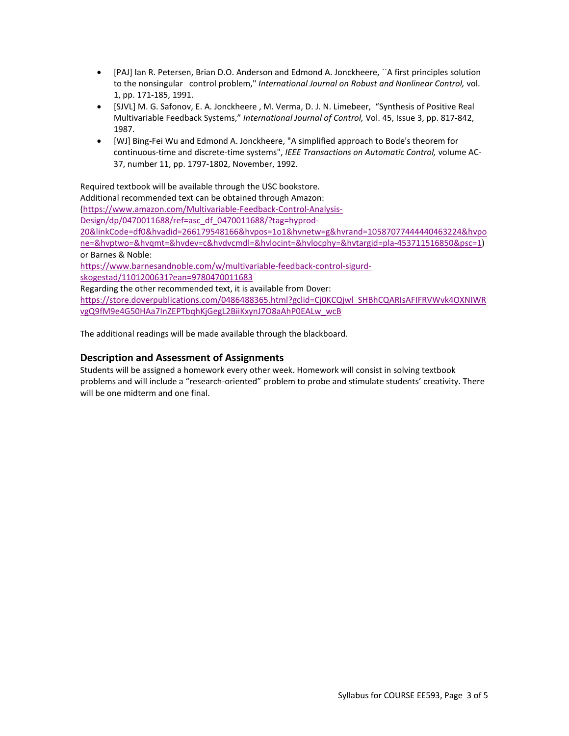- [PAJ] Ian R. Petersen, Brian D.O. Anderson and Edmond A. Jonckheere, ``A first principles solution to the nonsingular control problem," *International Journal on Robust and Nonlinear Control,* vol. 1, pp. 171-185, 1991.
- [SJVL] M. G. Safonov, E. A. Jonckheere , M. Verma, D. J. N. Limebeer, "Synthesis of Positive Real Multivariable Feedback Systems," *International Journal of Control,* Vol. 45, Issue 3, pp. 817-842, 1987.
- [WJ] Bing-Fei Wu and Edmond A. Jonckheere, "A simplified approach to Bode's theorem for continuous-time and discrete-time systems", *IEEE Transactions on Automatic Control,* volume AC-37, number 11, pp. 1797-1802, November, 1992.

Required textbook will be available through the USC bookstore.
Additional recommended text can be obtained through Amazon:
(https://www.amazon.com/Multivariable-Feedback-Control-Analysis-Design/dp/0470011688/ref=asc_df_0470011688/?tag=hyprod-20&linkCode=df0&hvadid=266179548166&hvpos=1o1&hvnetw=g&hvrand=10587077444440463224&hvpone=&hvptwo=&hvqmt=&hvdev=c&hvdvcmdl=&hvlocint=&hvlocphy=&hvtargid=pla-453711516850&psc=1)
or Barnes & Noble:
https://www.barnesandnoble.com/w/multivariable-feedback-control-sigurd-skogestad/1101200631?ean=9780470011683
Regarding the other recommended text, it is available from Dover:
https://store.doverpublications.com/0486488365.html?gclid=Cj0KCQjwl_SHBhCQARIsAFIFRVWvk4OXNIWRvgQ9fM9e4G50HAa7InZEPTbqhKjGegL2BiiKxynJ7O8aAhP0EALw_wcB

The additional readings will be made available through the blackboard.

## Description and Assessment of Assignments

Students will be assigned a homework every other week. Homework will consist in solving textbook problems and will include a "research-oriented" problem to probe and stimulate students' creativity. There will be one midterm and one final.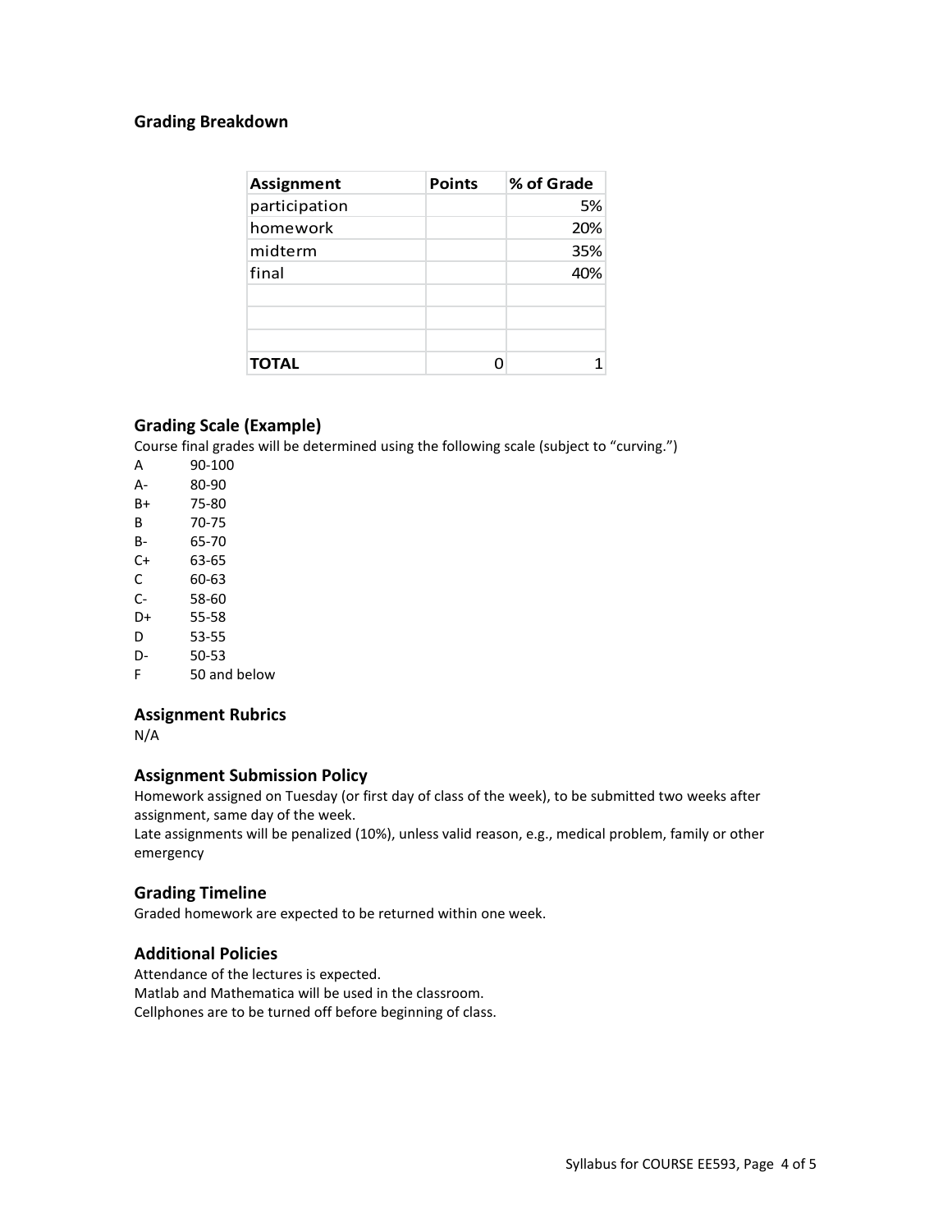## Grading Breakdown

| Assignment | Points | % of Grade |
| --- | --- | --- |
| participation | | 5% |
| homework | | 20% |
| midterm | | 35% |
| final | | 40% |
| | | |
| | | |
| | | |
| **TOTAL** | 0 | 1 |

## Grading Scale (Example)

Course final grades will be determined using the following scale (subject to "curving.")

| | |
| --- | --- |
| A | 90-100 |
| A- | 80-90 |
| B+ | 75-80 |
| B | 70-75 |
| B- | 65-70 |
| C+ | 63-65 |
| C | 60-63 |
| C- | 58-60 |
| D+ | 55-58 |
| D | 53-55 |
| D- | 50-53 |
| F | 50 and below |

## Assignment Rubrics

N/A

## Assignment Submission Policy

Homework assigned on Tuesday (or first day of class of the week), to be submitted two weeks after assignment, same day of the week.
Late assignments will be penalized (10%), unless valid reason, e.g., medical problem, family or other emergency

## Grading Timeline

Graded homework are expected to be returned within one week.

## Additional Policies

Attendance of the lectures is expected.
Matlab and Mathematica will be used in the classroom.
Cellphones are to be turned off before beginning of class.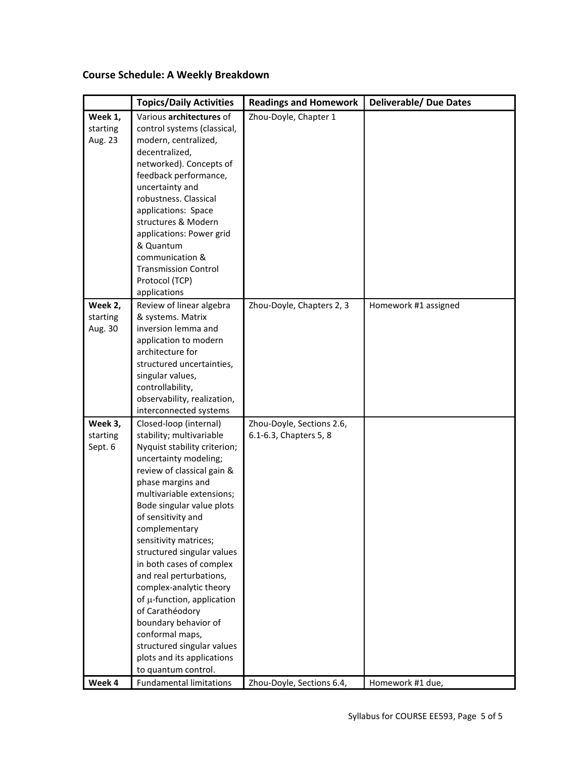### Course Schedule: A Weekly Breakdown

| | Topics/Daily Activities | Readings and Homework | Deliverable/ Due Dates |
|---|---|---|---|
| **Week 1,** starting Aug. 23 | Various **architectures** of control systems (classical, modern, centralized, decentralized, networked). Concepts of feedback performance, uncertainty and robustness. Classical applications: Space structures & Modern applications: Power grid & Quantum communication & Transmission Control Protocol (TCP) applications | Zhou-Doyle, Chapter 1 | |
| **Week 2,** starting Aug. 30 | Review of linear algebra & systems. Matrix inversion lemma and application to modern architecture for structured uncertainties, singular values, controllability, observability, realization, interconnected systems | Zhou-Doyle, Chapters 2, 3 | Homework #1 assigned |
| **Week 3,** starting Sept. 6 | Closed-loop (internal) stability; multivariable Nyquist stability criterion; uncertainty modeling; review of classical gain & phase margins and multivariable extensions; Bode singular value plots of sensitivity and complementary sensitivity matrices; structured singular values in both cases of complex and real perturbations, complex-analytic theory of $\mu$-function, application of Carathéodory boundary behavior of conformal maps, structured singular values plots and its applications to quantum control. | Zhou-Doyle, Sections 2.6, 6.1-6.3, Chapters 5, 8 | |
| **Week 4** | Fundamental limitations | Zhou-Doyle, Sections 6.4, | Homework #1 due, |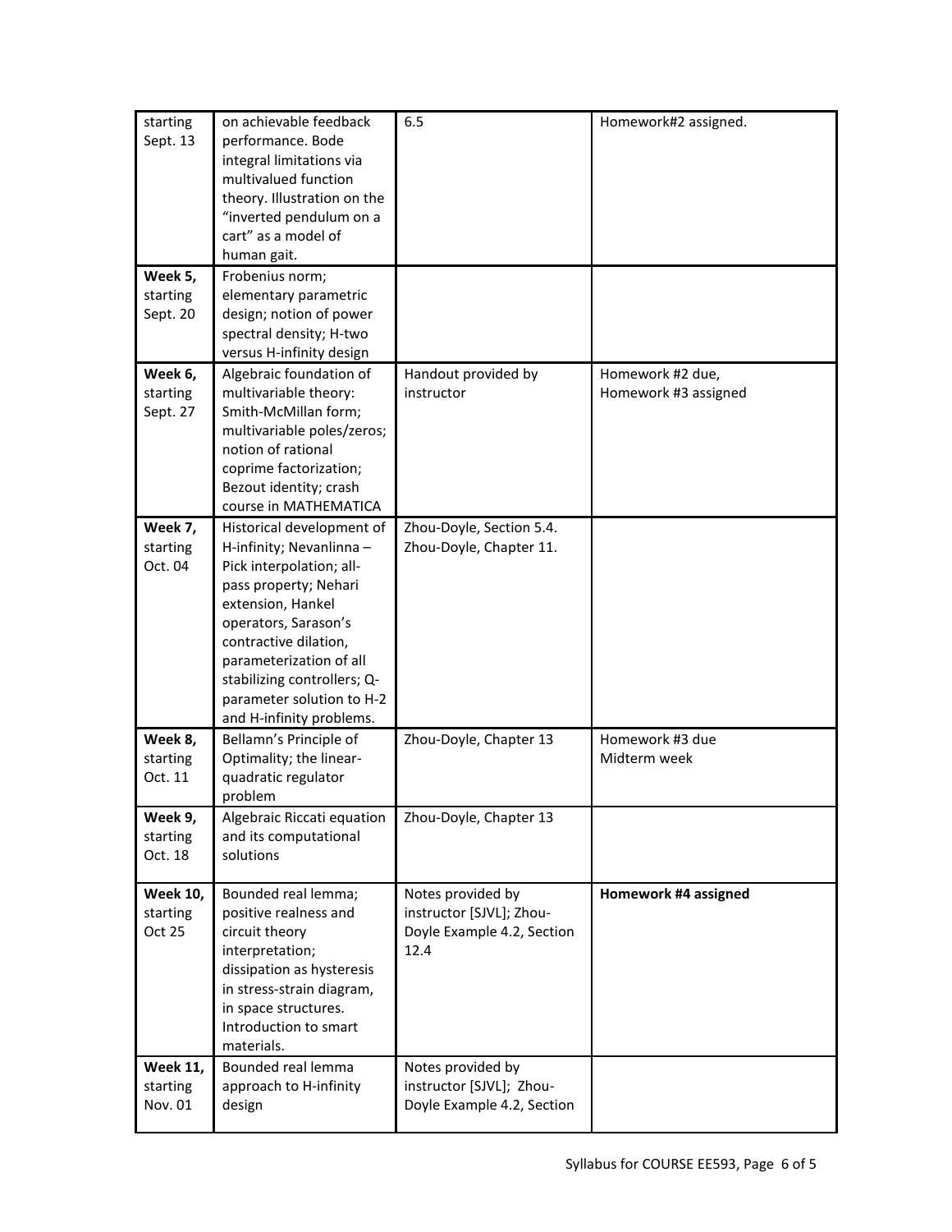| | | | |
|---|---|---|---|
| starting Sept. 13 | on achievable feedback performance. Bode integral limitations via multivalued function theory. Illustration on the "inverted pendulum on a cart" as a model of human gait. | 6.5 | Homework#2 assigned. |
| **Week 5,** starting Sept. 20 | Frobenius norm; elementary parametric design; notion of power spectral density; H-two versus H-infinity design | | |
| **Week 6,** starting Sept. 27 | Algebraic foundation of multivariable theory: Smith-McMillan form; multivariable poles/zeros; notion of rational coprime factorization; Bezout identity; crash course in MATHEMATICA | Handout provided by instructor | Homework #2 due, Homework #3 assigned |
| **Week 7,** starting Oct. 04 | Historical development of H-infinity; Nevanlinna – Pick interpolation; all-pass property; Nehari extension, Hankel operators, Sarason's contractive dilation, parameterization of all stabilizing controllers; Q-parameter solution to H-2 and H-infinity problems. | Zhou-Doyle, Section 5.4. Zhou-Doyle, Chapter 11. | |
| **Week 8,** starting Oct. 11 | Bellamn's Principle of Optimality; the linear-quadratic regulator problem | Zhou-Doyle, Chapter 13 | Homework #3 due Midterm week |
| **Week 9,** starting Oct. 18 | Algebraic Riccati equation and its computational solutions | Zhou-Doyle, Chapter 13 | |
| **Week 10,** starting Oct 25 | Bounded real lemma; positive realness and circuit theory interpretation; dissipation as hysteresis in stress-strain diagram, in space structures. Introduction to smart materials. | Notes provided by instructor [SJVL]; Zhou-Doyle Example 4.2, Section 12.4 | **Homework #4 assigned** |
| **Week 11,** starting Nov. 01 | Bounded real lemma approach to H-infinity design | Notes provided by instructor [SJVL]; Zhou-Doyle Example 4.2, Section | |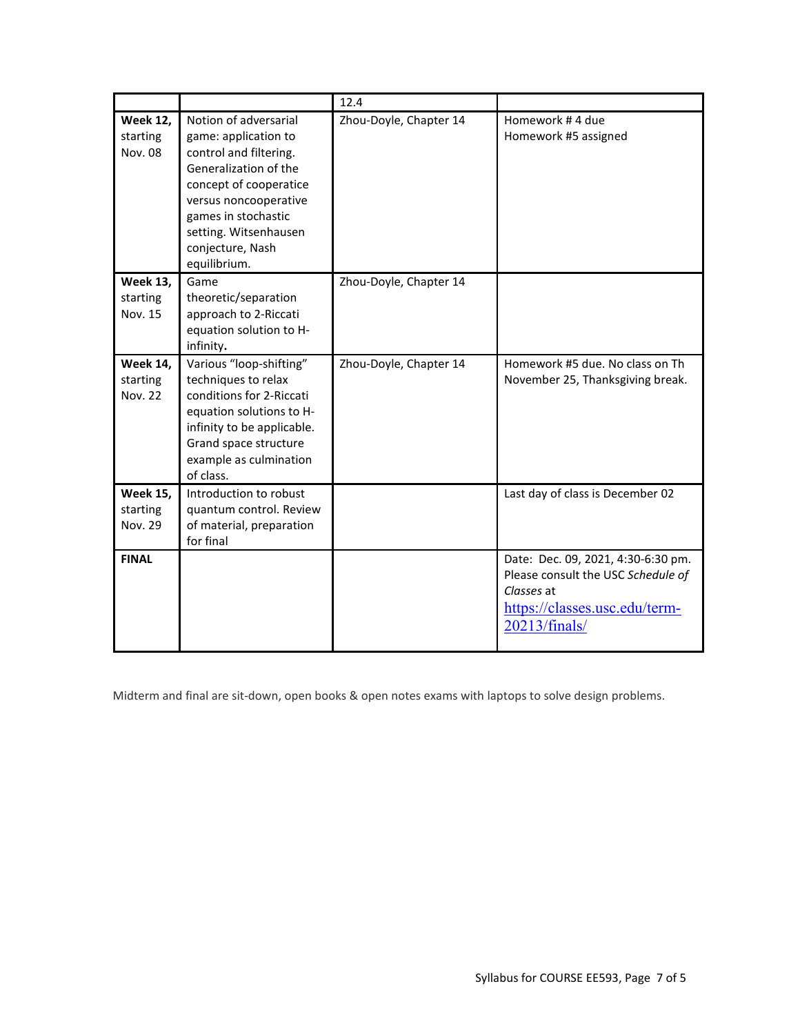| | | 12.4 | |
|---|---|---|---|
| **Week 12,** starting Nov. 08 | Notion of adversarial game: application to control and filtering. Generalization of the concept of cooperatice versus noncooperative games in stochastic setting. Witsenhausen conjecture, Nash equilibrium. | Zhou-Doyle, Chapter 14 | Homework # 4 due<br>Homework #5 assigned |
| **Week 13,** starting Nov. 15 | Game theoretic/separation approach to 2-Riccati equation solution to H-infinity**.** | Zhou-Doyle, Chapter 14 | |
| **Week 14,** starting Nov. 22 | Various "loop-shifting" techniques to relax conditions for 2-Riccati equation solutions to H-infinity to be applicable. Grand space structure example as culmination of class. | Zhou-Doyle, Chapter 14 | Homework #5 due. No class on Th November 25, Thanksgiving break. |
| **Week 15,** starting Nov. 29 | Introduction to robust quantum control. Review of material, preparation for final | | Last day of class is December 02 |
| **FINAL** | | | Date: Dec. 09, 2021, 4:30-6:30 pm. Please consult the USC *Schedule of Classes* at [https://classes.usc.edu/term-20213/finals/](https://classes.usc.edu/term-20213/finals/) |

Midterm and final are sit-down, open books & open notes exams with laptops to solve design problems.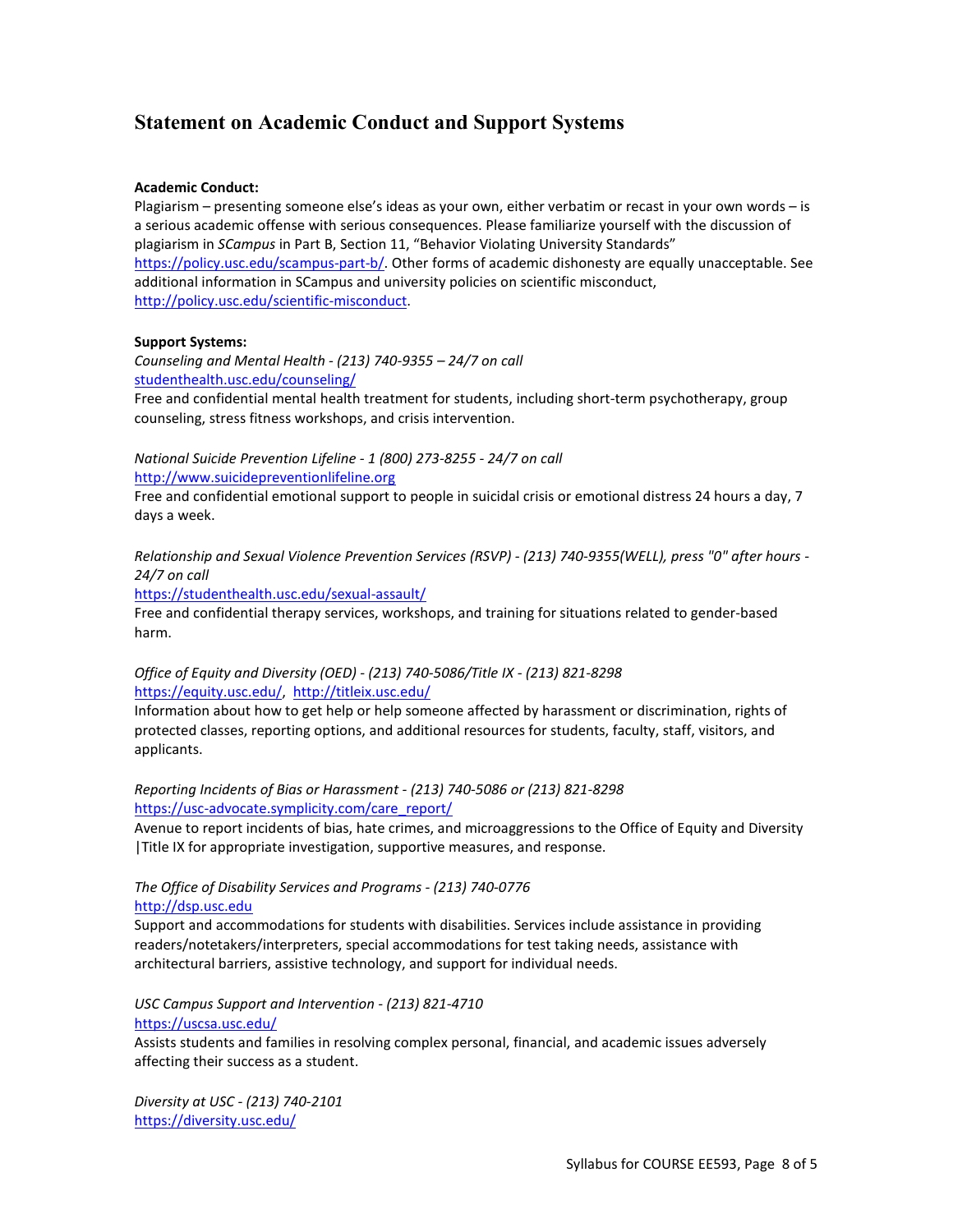## Statement on Academic Conduct and Support Systems

**Academic Conduct:**

Plagiarism – presenting someone else's ideas as your own, either verbatim or recast in your own words – is a serious academic offense with serious consequences. Please familiarize yourself with the discussion of plagiarism in *SCampus* in Part B, Section 11, "Behavior Violating University Standards" https://policy.usc.edu/scampus-part-b/. Other forms of academic dishonesty are equally unacceptable. See additional information in SCampus and university policies on scientific misconduct, http://policy.usc.edu/scientific-misconduct.

**Support Systems:**

*Counseling and Mental Health - (213) 740-9355 – 24/7 on call*
studenthealth.usc.edu/counseling/
Free and confidential mental health treatment for students, including short-term psychotherapy, group counseling, stress fitness workshops, and crisis intervention.

*National Suicide Prevention Lifeline - 1 (800) 273-8255 - 24/7 on call*
http://www.suicidepreventionlifeline.org
Free and confidential emotional support to people in suicidal crisis or emotional distress 24 hours a day, 7 days a week.

*Relationship and Sexual Violence Prevention Services (RSVP) - (213) 740-9355(WELL), press "0" after hours - 24/7 on call*
https://studenthealth.usc.edu/sexual-assault/
Free and confidential therapy services, workshops, and training for situations related to gender-based harm.

*Office of Equity and Diversity (OED) - (213) 740-5086/Title IX - (213) 821-8298*
https://equity.usc.edu/, http://titleix.usc.edu/
Information about how to get help or help someone affected by harassment or discrimination, rights of protected classes, reporting options, and additional resources for students, faculty, staff, visitors, and applicants.

*Reporting Incidents of Bias or Harassment - (213) 740-5086 or (213) 821-8298*
https://usc-advocate.symplicity.com/care_report/
Avenue to report incidents of bias, hate crimes, and microaggressions to the Office of Equity and Diversity |Title IX for appropriate investigation, supportive measures, and response.

*The Office of Disability Services and Programs - (213) 740-0776*
http://dsp.usc.edu
Support and accommodations for students with disabilities. Services include assistance in providing readers/notetakers/interpreters, special accommodations for test taking needs, assistance with architectural barriers, assistive technology, and support for individual needs.

*USC Campus Support and Intervention - (213) 821-4710*
https://uscsa.usc.edu/
Assists students and families in resolving complex personal, financial, and academic issues adversely affecting their success as a student.

*Diversity at USC - (213) 740-2101*
https://diversity.usc.edu/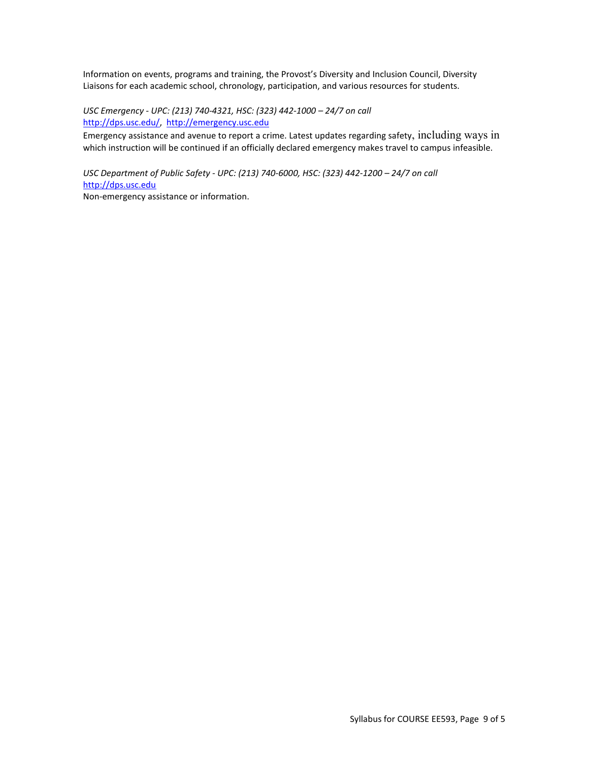Information on events, programs and training, the Provost's Diversity and Inclusion Council, Diversity Liaisons for each academic school, chronology, participation, and various resources for students.

*USC Emergency - UPC: (213) 740-4321, HSC: (323) 442-1000 – 24/7 on call*
[http://dps.usc.edu/](http://dps.usc.edu/), [http://emergency.usc.edu](http://emergency.usc.edu)
Emergency assistance and avenue to report a crime. Latest updates regarding safety, including ways in which instruction will be continued if an officially declared emergency makes travel to campus infeasible.

*USC Department of Public Safety - UPC: (213) 740-6000, HSC: (323) 442-1200 – 24/7 on call*
[http://dps.usc.edu](http://dps.usc.edu)
Non-emergency assistance or information.